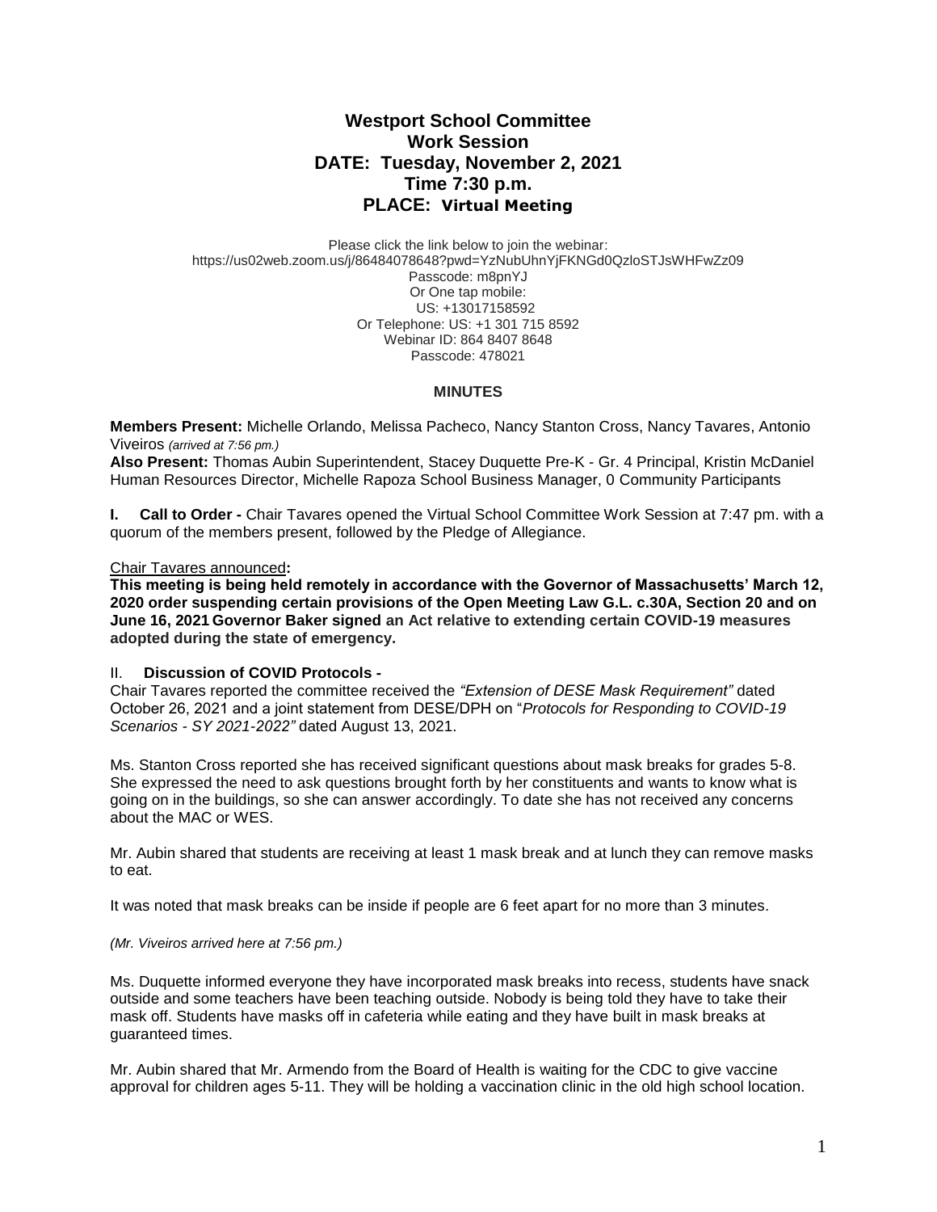# Westport School Committee
# Work Session
# DATE: Tuesday, November 2, 2021
# Time 7:30 p.m.
# PLACE: Virtual Meeting

Please click the link below to join the webinar:
https://us02web.zoom.us/j/86484078648?pwd=YzNubUhnYjFKNGd0QzloSTJsWHFwZz09
Passcode: m8pnYJ
Or One tap mobile:
US: +13017158592
Or Telephone: US: +1 301 715 8592
Webinar ID: 864 8407 8648
Passcode: 478021

## MINUTES

**Members Present:** Michelle Orlando, Melissa Pacheco, Nancy Stanton Cross, Nancy Tavares, Antonio Viveiros *(arrived at 7:56 pm.)*
**Also Present:** Thomas Aubin Superintendent, Stacey Duquette Pre-K - Gr. 4 Principal, Kristin McDaniel Human Resources Director, Michelle Rapoza School Business Manager, 0 Community Participants

**I. Call to Order -** Chair Tavares opened the Virtual School Committee Work Session at 7:47 pm. with a quorum of the members present, followed by the Pledge of Allegiance.

Chair Tavares announced**:**
**This meeting is being held remotely in accordance with the Governor of Massachusetts' March 12, 2020 order suspending certain provisions of the Open Meeting Law G.L. c.30A, Section 20 and on June 16, 2021 Governor Baker signed an Act relative to extending certain COVID-19 measures adopted during the state of emergency.**

II. **Discussion of COVID Protocols -**
Chair Tavares reported the committee received the *"Extension of DESE Mask Requirement"* dated October 26, 2021 and a joint statement from DESE/DPH on "*Protocols for Responding to COVID-19 Scenarios - SY 2021-2022"* dated August 13, 2021.

Ms. Stanton Cross reported she has received significant questions about mask breaks for grades 5-8. She expressed the need to ask questions brought forth by her constituents and wants to know what is going on in the buildings, so she can answer accordingly. To date she has not received any concerns about the MAC or WES.

Mr. Aubin shared that students are receiving at least 1 mask break and at lunch they can remove masks to eat.

It was noted that mask breaks can be inside if people are 6 feet apart for no more than 3 minutes.

*(Mr. Viveiros arrived here at 7:56 pm.)*

Ms. Duquette informed everyone they have incorporated mask breaks into recess, students have snack outside and some teachers have been teaching outside. Nobody is being told they have to take their mask off. Students have masks off in cafeteria while eating and they have built in mask breaks at guaranteed times.

Mr. Aubin shared that Mr. Armendo from the Board of Health is waiting for the CDC to give vaccine approval for children ages 5-11. They will be holding a vaccination clinic in the old high school location.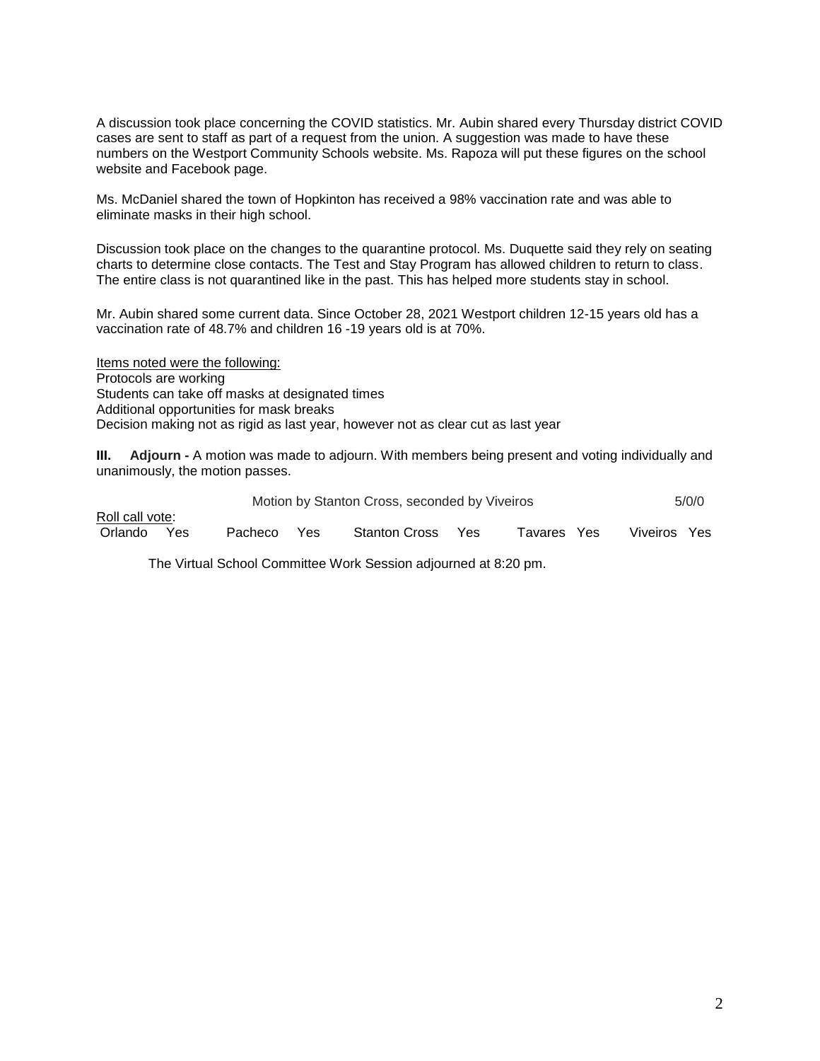A discussion took place concerning the COVID statistics. Mr. Aubin shared every Thursday district COVID cases are sent to staff as part of a request from the union. A suggestion was made to have these numbers on the Westport Community Schools website. Ms. Rapoza will put these figures on the school website and Facebook page.

Ms. McDaniel shared the town of Hopkinton has received a 98% vaccination rate and was able to eliminate masks in their high school.

Discussion took place on the changes to the quarantine protocol. Ms. Duquette said they rely on seating charts to determine close contacts. The Test and Stay Program has allowed children to return to class. The entire class is not quarantined like in the past. This has helped more students stay in school.

Mr. Aubin shared some current data. Since October 28, 2021 Westport children 12-15 years old has a vaccination rate of 48.7% and children 16 -19 years old is at 70%.

Items noted were the following:
Protocols are working
Students can take off masks at designated times
Additional opportunities for mask breaks
Decision making not as rigid as last year, however not as clear cut as last year

**III. Adjourn -** A motion was made to adjourn. With members being present and voting individually and unanimously, the motion passes.

Motion by Stanton Cross, seconded by Viveiros 5/0/0

Roll call vote:

Orlando Yes Pacheco Yes Stanton Cross Yes Tavares Yes Viveiros Yes

The Virtual School Committee Work Session adjourned at 8:20 pm.